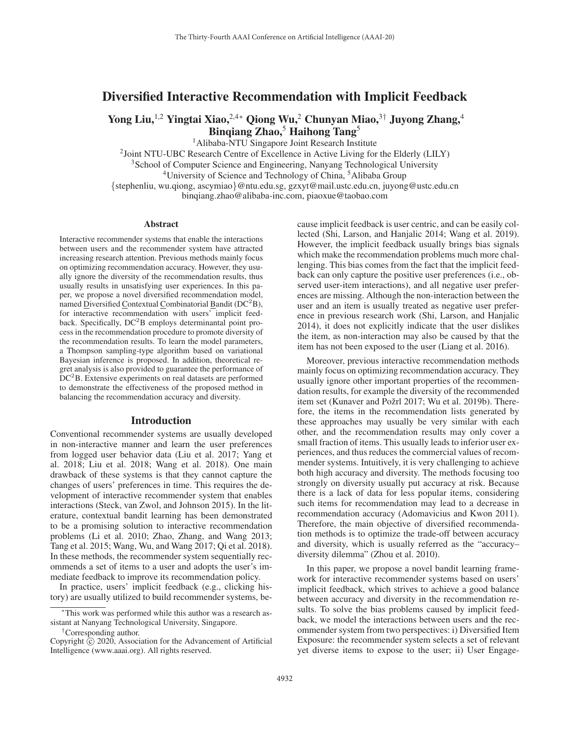# Diversified Interactive Recommendation with Implicit Feedback

**Yong Liu,**[1,2] **Yingtai Xiao,**[2,4*] **Qiong Wu,**[2] **Chunyan Miao,**[3†] **Juyong Zhang,**[4] **Binqiang Zhao,**[5] **Haihong Tang**[5]

[1]Alibaba-NTU Singapore Joint Research Institute
[2]Joint NTU-UBC Research Centre of Excellence in Active Living for the Elderly (LILY)
[3]School of Computer Science and Engineering, Nanyang Technological University
[4]University of Science and Technology of China, [5]Alibaba Group
{stephenliu, wu.qiong, ascymiao}@ntu.edu.sg, gzxyt@mail.ustc.edu.cn, juyong@ustc.edu.cn
binqiang.zhao@alibaba-inc.com, piaoxue@taobao.com

## Abstract

Interactive recommender systems that enable the interactions between users and the recommender system have attracted increasing research attention. Previous methods mainly focus on optimizing recommendation accuracy. However, they usually ignore the diversity of the recommendation results, thus usually results in unsatisfying user experiences. In this paper, we propose a novel diversified recommendation model, named Diversified Contextual Combinatorial Bandit (DC$^2$B), for interactive recommendation with users' implicit feedback. Specifically, DC$^2$B employs determinantal point process in the recommendation procedure to promote diversity of the recommendation results. To learn the model parameters, a Thompson sampling-type algorithm based on variational Bayesian inference is proposed. In addition, theoretical regret analysis is also provided to guarantee the performance of DC$^2$B. Extensive experiments on real datasets are performed to demonstrate the effectiveness of the proposed method in balancing the recommendation accuracy and diversity.

## Introduction

Conventional recommender systems are usually developed in non-interactive manner and learn the user preferences from logged user behavior data (Liu et al. 2017; Yang et al. 2018; Liu et al. 2018; Wang et al. 2018). One main drawback of these systems is that they cannot capture the changes of users' preferences in time. This requires the development of interactive recommender system that enables interactions (Steck, van Zwol, and Johnson 2015). In the literature, contextual bandit learning has been demonstrated to be a promising solution to interactive recommendation problems (Li et al. 2010; Zhao, Zhang, and Wang 2013; Tang et al. 2015; Wang, Wu, and Wang 2017; Qi et al. 2018). In these methods, the recommender system sequentially recommends a set of items to a user and adopts the user's immediate feedback to improve its recommendation policy.

In practice, users' implicit feedback (e.g., clicking history) are usually utilized to build recommender systems, because implicit feedback is user centric, and can be easily collected (Shi, Larson, and Hanjalic 2014; Wang et al. 2019). However, the implicit feedback usually brings bias signals which make the recommendation problems much more challenging. This bias comes from the fact that the implicit feedback can only capture the positive user preferences (i.e., observed user-item interactions), and all negative user preferences are missing. Although the non-interaction between the user and an item is usually treated as negative user preference in previous research work (Shi, Larson, and Hanjalic 2014), it does not explicitly indicate that the user dislikes the item, as non-interaction may also be caused by that the item has not been exposed to the user (Liang et al. 2016).

Moreover, previous interactive recommendation methods mainly focus on optimizing recommendation accuracy. They usually ignore other important properties of the recommendation results, for example the diversity of the recommended item set (Kunaver and Požrl 2017; Wu et al. 2019b). Therefore, the items in the recommendation lists generated by these approaches may usually be very similar with each other, and the recommendation results may only cover a small fraction of items. This usually leads to inferior user experiences, and thus reduces the commercial values of recommender systems. Intuitively, it is very challenging to achieve both high accuracy and diversity. The methods focusing too strongly on diversity usually put accuracy at risk. Because there is a lack of data for less popular items, considering such items for recommendation may lead to a decrease in recommendation accuracy (Adomavicius and Kwon 2011). Therefore, the main objective of diversified recommendation methods is to optimize the trade-off between accuracy and diversity, which is usually referred as the "accuracy–diversity dilemma" (Zhou et al. 2010).

In this paper, we propose a novel bandit learning framework for interactive recommender systems based on users' implicit feedback, which strives to achieve a good balance between accuracy and diversity in the recommendation results. To solve the bias problems caused by implicit feedback, we model the interactions between users and the recommender system from two perspectives: i) Diversified Item Exposure: the recommender system selects a set of relevant yet diverse items to expose to the user; ii) User Engage-

*This work was performed while this author was a research assistant at Nanyang Technological University, Singapore.

†Corresponding author.

Copyright © 2020, Association for the Advancement of Artificial Intelligence (www.aaai.org). All rights reserved.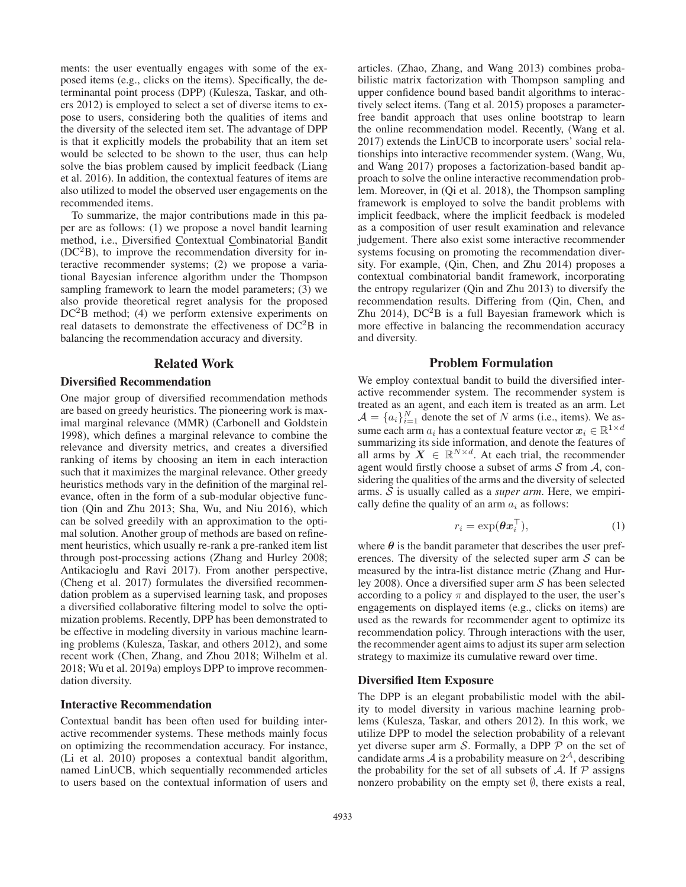ments: the user eventually engages with some of the exposed items (e.g., clicks on the items). Specifically, the determinantal point process (DPP) (Kulesza, Taskar, and others 2012) is employed to select a set of diverse items to expose to users, considering both the qualities of items and the diversity of the selected item set. The advantage of DPP is that it explicitly models the probability that an item set would be selected to be shown to the user, thus can help solve the bias problem caused by implicit feedback (Liang et al. 2016). In addition, the contextual features of items are also utilized to model the observed user engagements on the recommended items.

To summarize, the major contributions made in this paper are as follows: (1) we propose a novel bandit learning method, i.e., Diversified Contextual Combinatorial Bandit ($\text{DC}^2\text{B}$), to improve the recommendation diversity for interactive recommender systems; (2) we propose a variational Bayesian inference algorithm under the Thompson sampling framework to learn the model parameters; (3) we also provide theoretical regret analysis for the proposed $\text{DC}^2\text{B}$ method; (4) we perform extensive experiments on real datasets to demonstrate the effectiveness of $\text{DC}^2\text{B}$ in balancing the recommendation accuracy and diversity.

## Related Work

### Diversified Recommendation

One major group of diversified recommendation methods are based on greedy heuristics. The pioneering work is maximal marginal relevance (MMR) (Carbonell and Goldstein 1998), which defines a marginal relevance to combine the relevance and diversity metrics, and creates a diversified ranking of items by choosing an item in each interaction such that it maximizes the marginal relevance. Other greedy heuristics methods vary in the definition of the marginal relevance, often in the form of a sub-modular objective function (Qin and Zhu 2013; Sha, Wu, and Niu 2016), which can be solved greedily with an approximation to the optimal solution. Another group of methods are based on refinement heuristics, which usually re-rank a pre-ranked item list through post-processing actions (Zhang and Hurley 2008; Antikacioglu and Ravi 2017). From another perspective, (Cheng et al. 2017) formulates the diversified recommendation problem as a supervised learning task, and proposes a diversified collaborative filtering model to solve the optimization problems. Recently, DPP has been demonstrated to be effective in modeling diversity in various machine learning problems (Kulesza, Taskar, and others 2012), and some recent work (Chen, Zhang, and Zhou 2018; Wilhelm et al. 2018; Wu et al. 2019a) employs DPP to improve recommendation diversity.

### Interactive Recommendation

Contextual bandit has been often used for building interactive recommender systems. These methods mainly focus on optimizing the recommendation accuracy. For instance, (Li et al. 2010) proposes a contextual bandit algorithm, named LinUCB, which sequentially recommended articles to users based on the contextual information of users and articles. (Zhao, Zhang, and Wang 2013) combines probabilistic matrix factorization with Thompson sampling and upper confidence bound based bandit algorithms to interactively select items. (Tang et al. 2015) proposes a parameter-free bandit approach that uses online bootstrap to learn the online recommendation model. Recently, (Wang et al. 2017) extends the LinUCB to incorporate users' social relationships into interactive recommender system. (Wang, Wu, and Wang 2017) proposes a factorization-based bandit approach to solve the online interactive recommendation problem. Moreover, in (Qi et al. 2018), the Thompson sampling framework is employed to solve the bandit problems with implicit feedback, where the implicit feedback is modeled as a composition of user result examination and relevance judgement. There also exist some interactive recommender systems focusing on promoting the recommendation diversity. For example, (Qin, Chen, and Zhu 2014) proposes a contextual combinatorial bandit framework, incorporating the entropy regularizer (Qin and Zhu 2013) to diversify the recommendation results. Differing from (Qin, Chen, and Zhu 2014), $\text{DC}^2\text{B}$ is a full Bayesian framework which is more effective in balancing the recommendation accuracy and diversity.

## Problem Formulation

We employ contextual bandit to build the diversified interactive recommender system. The recommender system is treated as an agent, and each item is treated as an arm. Let $\mathcal{A} = \{a_i\}_{i=1}^N$ denote the set of $N$ arms (i.e., items). We assume each arm $a_i$ has a contextual feature vector $\boldsymbol{x}_i \in \mathbb{R}^{1 \times d}$ summarizing its side information, and denote the features of all arms by $\boldsymbol{X} \in \mathbb{R}^{N \times d}$. At each trial, the recommender agent would firstly choose a subset of arms $\mathcal{S}$ from $\mathcal{A}$, considering the qualities of the arms and the diversity of selected arms. $\mathcal{S}$ is usually called as a *super arm*. Here, we empirically define the quality of an arm $a_i$ as follows:

$$r_i = \exp(\boldsymbol{\theta} \boldsymbol{x}_i^\top), \tag{1}$$

where $\boldsymbol{\theta}$ is the bandit parameter that describes the user preferences. The diversity of the selected super arm $\mathcal{S}$ can be measured by the intra-list distance metric (Zhang and Hurley 2008). Once a diversified super arm $\mathcal{S}$ has been selected according to a policy $\pi$ and displayed to the user, the user's engagements on displayed items (e.g., clicks on items) are used as the rewards for recommender agent to optimize its recommendation policy. Through interactions with the user, the recommender agent aims to adjust its super arm selection strategy to maximize its cumulative reward over time.

### Diversified Item Exposure

The DPP is an elegant probabilistic model with the ability to model diversity in various machine learning problems (Kulesza, Taskar, and others 2012). In this work, we utilize DPP to model the selection probability of a relevant yet diverse super arm $\mathcal{S}$. Formally, a DPP $\mathcal{P}$ on the set of candidate arms $\mathcal{A}$ is a probability measure on $2^{\mathcal{A}}$, describing the probability for the set of all subsets of $\mathcal{A}$. If $\mathcal{P}$ assigns nonzero probability on the empty set $\emptyset$, there exists a real,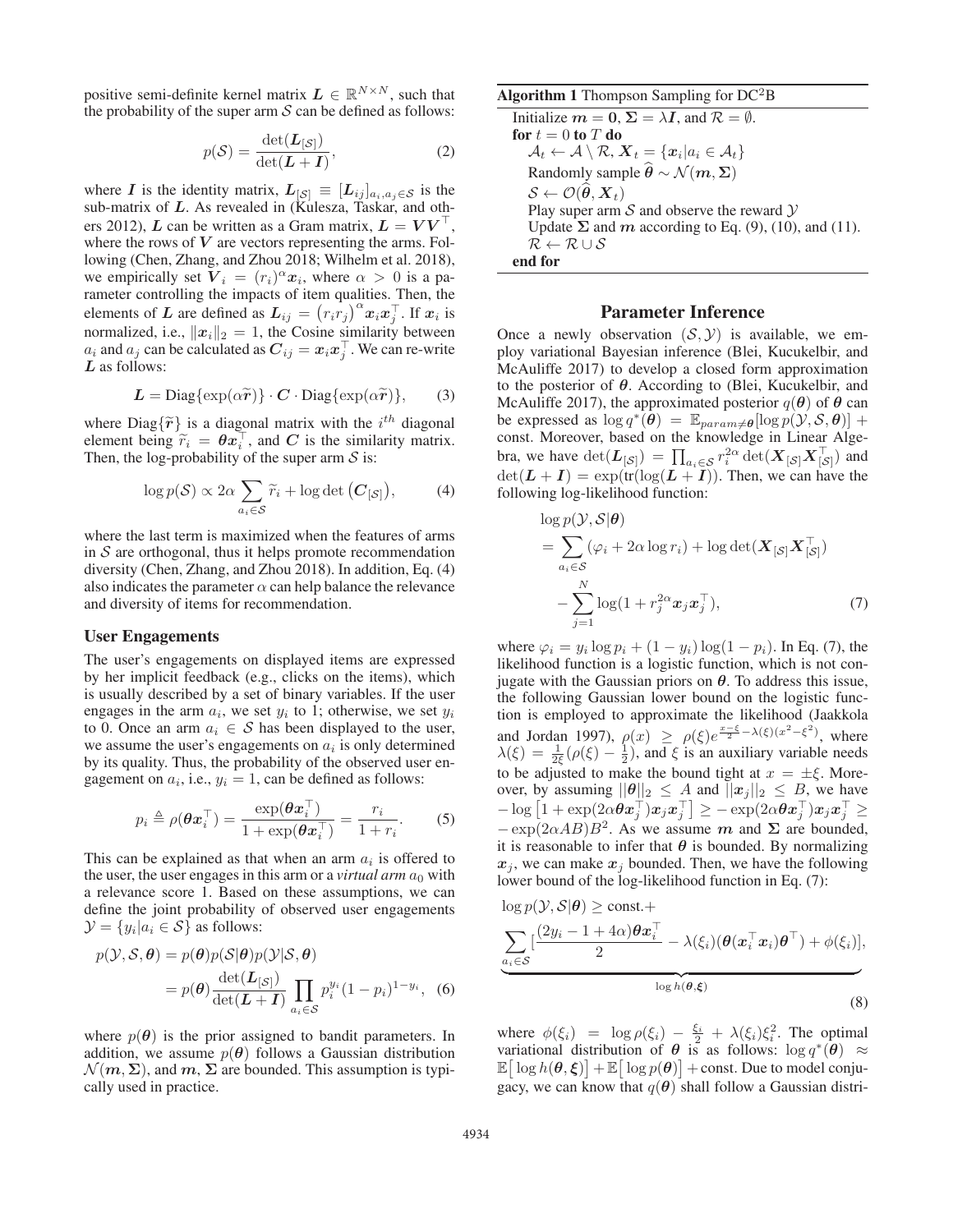positive semi-definite kernel matrix $\boldsymbol{L} \in \mathbb{R}^{N \times N}$, such that the probability of the super arm $\mathcal{S}$ can be defined as follows:

$$p(\mathcal{S}) = \frac{\det(\boldsymbol{L}_{[\mathcal{S}]})}{\det(\boldsymbol{L} + \boldsymbol{I})}, \tag{2}$$

where $\boldsymbol{I}$ is the identity matrix, $\boldsymbol{L}_{[\mathcal{S}]} \equiv [\boldsymbol{L}_{ij}]_{a_i, a_j \in \mathcal{S}}$ is the sub-matrix of $\boldsymbol{L}$. As revealed in (Kulesza, Taskar, and others 2012), $\boldsymbol{L}$ can be written as a Gram matrix, $\boldsymbol{L} = \boldsymbol{V}\boldsymbol{V}^\top$, where the rows of $\boldsymbol{V}$ are vectors representing the arms. Following (Chen, Zhang, and Zhou 2018; Wilhelm et al. 2018), we empirically set $\boldsymbol{V}_i = (r_i)^\alpha \boldsymbol{x}_i$, where $\alpha > 0$ is a parameter controlling the impacts of item qualities. Then, the elements of $\boldsymbol{L}$ are defined as $\boldsymbol{L}_{ij} = (r_i r_j)^\alpha \boldsymbol{x}_i \boldsymbol{x}_j^\top$. If $\boldsymbol{x}_i$ is normalized, i.e., $\|\boldsymbol{x}_i\|_2 = 1$, the Cosine similarity between $a_i$ and $a_j$ can be calculated as $\boldsymbol{C}_{ij} = \boldsymbol{x}_i \boldsymbol{x}_j^\top$. We can re-write $\boldsymbol{L}$ as follows:

$$\boldsymbol{L} = \text{Diag}\{\exp(\alpha \widetilde{\boldsymbol{r}})\} \cdot \boldsymbol{C} \cdot \text{Diag}\{\exp(\alpha \widetilde{\boldsymbol{r}})\}, \tag{3}$$

where $\text{Diag}\{\widetilde{\boldsymbol{r}}\}$ is a diagonal matrix with the $i^{th}$ diagonal element being $\widetilde{r}_i = \boldsymbol{\theta}\boldsymbol{x}_i^\top$, and $\boldsymbol{C}$ is the similarity matrix. Then, the log-probability of the super arm $\mathcal{S}$ is:

$$\log p(\mathcal{S}) \propto 2\alpha \sum_{a_i \in \mathcal{S}} \widetilde{r}_i + \log\det\big(\boldsymbol{C}_{[\mathcal{S}]}\big), \tag{4}$$

where the last term is maximized when the features of arms in $\mathcal{S}$ are orthogonal, thus it helps promote recommendation diversity (Chen, Zhang, and Zhou 2018). In addition, Eq. (4) also indicates the parameter $\alpha$ can help balance the relevance and diversity of items for recommendation.

### User Engagements

The user's engagements on displayed items are expressed by her implicit feedback (e.g., clicks on the items), which is usually described by a set of binary variables. If the user engages in the arm $a_i$, we set $y_i$ to 1; otherwise, we set $y_i$ to 0. Once an arm $a_i \in \mathcal{S}$ has been displayed to the user, we assume the user's engagements on $a_i$ is only determined by its quality. Thus, the probability of the observed user engagement on $a_i$, i.e., $y_i = 1$, can be defined as follows:

$$p_i \triangleq \rho(\boldsymbol{\theta}\boldsymbol{x}_i^\top) = \frac{\exp(\boldsymbol{\theta}\boldsymbol{x}_i^\top)}{1 + \exp(\boldsymbol{\theta}\boldsymbol{x}_i^\top)} = \frac{r_i}{1 + r_i}. \tag{5}$$

This can be explained as that when an arm $a_i$ is offered to the user, the user engages in this arm or a *virtual arm* $a_0$ with a relevance score 1. Based on these assumptions, we can define the joint probability of observed user engagements $\mathcal{Y} = \{y_i | a_i \in \mathcal{S}\}$ as follows:

$$\begin{aligned} p(\mathcal{Y}, \mathcal{S}, \boldsymbol{\theta}) &= p(\boldsymbol{\theta}) p(\mathcal{S}|\boldsymbol{\theta}) p(\mathcal{Y}|\mathcal{S}, \boldsymbol{\theta}) \\ &= p(\boldsymbol{\theta}) \frac{\det(\boldsymbol{L}_{[\mathcal{S}]})}{\det(\boldsymbol{L} + \boldsymbol{I})} \prod_{a_i \in \mathcal{S}} p_i^{y_i} (1 - p_i)^{1 - y_i}, \end{aligned} \tag{6}$$

where $p(\boldsymbol{\theta})$ is the prior assigned to bandit parameters. In addition, we assume $p(\boldsymbol{\theta})$ follows a Gaussian distribution $\mathcal{N}(\boldsymbol{m}, \boldsymbol{\Sigma})$, and $\boldsymbol{m}$, $\boldsymbol{\Sigma}$ are bounded. This assumption is typically used in practice.

**Algorithm 1** Thompson Sampling for DC$^2$B

```
Initialize m = 0, Σ = λI, and R = ∅.
for t = 0 to T do
    A_t ← A \ R, X_t = {x_i | a_i ∈ A_t}
    Randomly sample θ̂ ~ N(m, Σ)
    S ← O(θ̂, X_t)
    Play super arm S and observe the reward Y
    Update Σ and m according to Eq. (9), (10), and (11).
    R ← R ∪ S
end for
```

## Parameter Inference

Once a newly observation $(\mathcal{S}, \mathcal{Y})$ is available, we employ variational Bayesian inference (Blei, Kucukelbir, and McAuliffe 2017) to develop a closed form approximation to the posterior of $\boldsymbol{\theta}$. According to (Blei, Kucukelbir, and McAuliffe 2017), the approximated posterior $q(\boldsymbol{\theta})$ of $\boldsymbol{\theta}$ can be expressed as $\log q^*(\boldsymbol{\theta}) = \mathbb{E}_{param \neq \boldsymbol{\theta}}[\log p(\mathcal{Y}, \mathcal{S}, \boldsymbol{\theta})] +$ const. Moreover, based on the knowledge in Linear Algebra, we have $\det(\boldsymbol{L}_{[\mathcal{S}]}) = \prod_{a_i \in \mathcal{S}} r_i^{2\alpha} \det(\boldsymbol{X}_{[\mathcal{S}]} \boldsymbol{X}_{[\mathcal{S}]}^\top)$ and $\det(\boldsymbol{L} + \boldsymbol{I}) = \exp(\text{tr}(\log(\boldsymbol{L} + \boldsymbol{I}))$. Then, we can have the following log-likelihood function:

$$\begin{aligned} &\log p(\mathcal{Y}, \mathcal{S}|\boldsymbol{\theta}) \\ &= \sum_{a_i \in \mathcal{S}} (\varphi_i + 2\alpha \log r_i) + \log\det(\boldsymbol{X}_{[\mathcal{S}]} \boldsymbol{X}_{[\mathcal{S}]}^\top) \\ &\quad - \sum_{j=1}^{N} \log(1 + r_j^{2\alpha} \boldsymbol{x}_j \boldsymbol{x}_j^\top), \end{aligned} \tag{7}$$

where $\varphi_i = y_i \log p_i + (1 - y_i)\log(1 - p_i)$. In Eq. (7), the likelihood function is a logistic function, which is not conjugate with the Gaussian priors on $\boldsymbol{\theta}$. To address this issue, the following Gaussian lower bound on the logistic function is employed to approximate the likelihood (Jaakkola and Jordan 1997), $\rho(x) \geq \rho(\xi) e^{\frac{x - \xi}{2} - \lambda(\xi)(x^2 - \xi^2)}$, where $\lambda(\xi) = \frac{1}{2\xi}(\rho(\xi) - \frac{1}{2})$, and $\xi$ is an auxiliary variable needs to be adjusted to make the bound tight at $x = \pm\xi$. Moreover, by assuming $\|\boldsymbol{\theta}\|_2 \leq A$ and $\|\boldsymbol{x}_j\|_2 \leq B$, we have $-\log\big[1 + \exp(2\alpha \boldsymbol{\theta}\boldsymbol{x}_j^\top)\boldsymbol{x}_j\boldsymbol{x}_j^\top\big] \geq -\exp(2\alpha \boldsymbol{\theta}\boldsymbol{x}_j^\top)\boldsymbol{x}_j\boldsymbol{x}_j^\top \geq -\exp(2\alpha AB)B^2$. As we assume $\boldsymbol{m}$ and $\boldsymbol{\Sigma}$ are bounded, it is reasonable to infer that $\boldsymbol{\theta}$ is bounded. By normalizing $\boldsymbol{x}_j$, we can make $\boldsymbol{x}_j$ bounded. Then, we have the following lower bound of the log-likelihood function in Eq. (7):

$$\begin{aligned} &\log p(\mathcal{Y}, \mathcal{S}|\boldsymbol{\theta}) \geq \text{const.} + \\ &\underbrace{\sum_{a_i \in \mathcal{S}} \Big[\frac{(2y_i - 1 + 4\alpha)\boldsymbol{\theta}\boldsymbol{x}_i^\top}{2} - \lambda(\xi_i)(\boldsymbol{\theta}(\boldsymbol{x}_i^\top \boldsymbol{x}_i)\boldsymbol{\theta}^\top) + \phi(\xi_i)\Big]}_{\log h(\boldsymbol{\theta}, \boldsymbol{\xi})}, \end{aligned} \tag{8}$$

where $\phi(\xi_i) = \log\rho(\xi_i) - \frac{\xi_i}{2} + \lambda(\xi_i)\xi_i^2$. The optimal variational distribution of $\boldsymbol{\theta}$ is as follows: $\log q^*(\boldsymbol{\theta}) \approx \mathbb{E}\big[\log h(\boldsymbol{\theta}, \boldsymbol{\xi})\big] + \mathbb{E}\big[\log p(\boldsymbol{\theta})\big] + \text{const}$. Due to model conjugacy, we can know that $q(\boldsymbol{\theta})$ shall follow a Gaussian distri-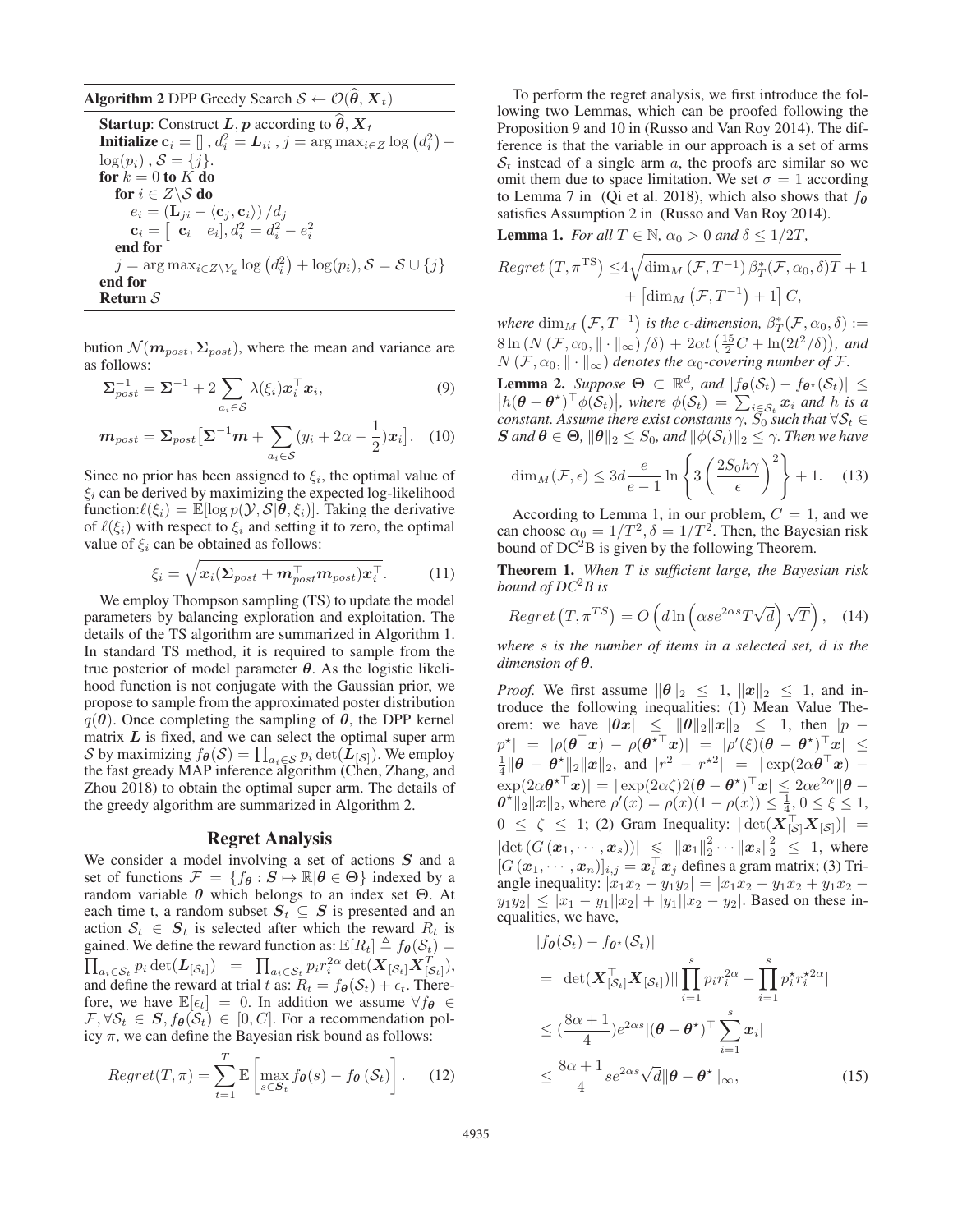**Algorithm 2** DPP Greedy Search $\mathcal{S} \leftarrow \mathcal{O}(\widehat{\boldsymbol{\theta}}, \boldsymbol{X}_t)$

**Startup**: Construct $\boldsymbol{L}, \boldsymbol{p}$ according to $\widehat{\boldsymbol{\theta}}, \boldsymbol{X}_t$
**Initialize** $\mathbf{c}_i = [\,], d_i^2 = \boldsymbol{L}_{ii}, j = \arg\max_{i \in Z} \log(d_i^2) + \log(p_i), \mathcal{S} = \{j\}$.
**for** $k = 0$ **to** $K$ **do**
  **for** $i \in Z \backslash \mathcal{S}$ **do**
    $e_i = (\mathbf{L}_{ji} - \langle \mathbf{c}_j, \mathbf{c}_i \rangle) / d_j$
    $\mathbf{c}_i = [\ \mathbf{c}_i \quad e_i], d_i^2 = d_i^2 - e_i^2$
  **end for**
  $j = \arg\max_{i \in Z \backslash Y_{\mathrm{g}}} \log(d_i^2) + \log(p_i), \mathcal{S} = \mathcal{S} \cup \{j\}$
**end for**
**Return** $\mathcal{S}$

bution $\mathcal{N}(\boldsymbol{m}_{post}, \boldsymbol{\Sigma}_{post})$, where the mean and variance are as follows:

$$\boldsymbol{\Sigma}_{post}^{-1} = \boldsymbol{\Sigma}^{-1} + 2 \sum_{a_i \in \mathcal{S}} \lambda(\xi_i) \boldsymbol{x}_i^\top \boldsymbol{x}_i, \tag{9}$$

$$\boldsymbol{m}_{post} = \boldsymbol{\Sigma}_{post} \big[ \boldsymbol{\Sigma}^{-1} \boldsymbol{m} + \sum_{a_i \in \mathcal{S}} (y_i + 2\alpha - \frac{1}{2}) \boldsymbol{x}_i \big]. \tag{10}$$

Since no prior has been assigned to $\xi_i$, the optimal value of $\xi_i$ can be derived by maximizing the expected log-likelihood function: $\ell(\xi_i) = \mathbb{E}[\log p(\mathcal{Y}, \mathcal{S} | \boldsymbol{\theta}, \xi_i)]$. Taking the derivative of $\ell(\xi_i)$ with respect to $\xi_i$ and setting it to zero, the optimal value of $\xi_i$ can be obtained as follows:

$$\xi_i = \sqrt{\boldsymbol{x}_i (\boldsymbol{\Sigma}_{post} + \boldsymbol{m}_{post}^\top \boldsymbol{m}_{post}) \boldsymbol{x}_i^\top}. \tag{11}$$

We employ Thompson sampling (TS) to update the model parameters by balancing exploration and exploitation. The details of the TS algorithm are summarized in Algorithm 1. In standard TS method, it is required to sample from the true posterior of model parameter $\boldsymbol{\theta}$. As the logistic likelihood function is not conjugate with the Gaussian prior, we propose to sample from the approximated poster distribution $q(\boldsymbol{\theta})$. Once completing the sampling of $\boldsymbol{\theta}$, the DPP kernel matrix $\boldsymbol{L}$ is fixed, and we can select the optimal super arm $\mathcal{S}$ by maximizing $f_{\boldsymbol{\theta}}(\mathcal{S}) = \prod_{a_i \in \mathcal{S}} p_i \det(\boldsymbol{L}_{[\mathcal{S}]})$. We employ the fast geady MAP inference algorithm (Chen, Zhang, and Zhou 2018) to obtain the optimal super arm. The details of the greedy algorithm are summarized in Algorithm 2.

## Regret Analysis

We consider a model involving a set of actions $\boldsymbol{S}$ and a set of functions $\mathcal{F} = \{f_{\boldsymbol{\theta}} : \boldsymbol{S} \mapsto \mathbb{R} | \boldsymbol{\theta} \in \boldsymbol{\Theta}\}$ indexed by a random variable $\boldsymbol{\theta}$ which belongs to an index set $\boldsymbol{\Theta}$. At each time t, a random subset $\boldsymbol{S}_t \subseteq \boldsymbol{S}$ is presented and an action $\mathcal{S}_t \in \boldsymbol{S}_t$ is selected after which the reward $R_t$ is gained. We define the reward function as: $\mathbb{E}[R_t] \triangleq f_{\boldsymbol{\theta}}(\mathcal{S}_t) = \prod_{a_i \in \mathcal{S}_t} p_i \det(\boldsymbol{L}_{[\mathcal{S}_t]}) = \prod_{a_i \in \mathcal{S}_t} p_i r_i^{2\alpha} \det(\boldsymbol{X}_{[\mathcal{S}_t]} \boldsymbol{X}_{[\mathcal{S}_t]}^T)$, and define the reward at trial $t$ as: $R_t = f_{\boldsymbol{\theta}}(\mathcal{S}_t) + \epsilon_t$. Therefore, we have $\mathbb{E}[\epsilon_t] = 0$. In addition we assume $\forall f_{\boldsymbol{\theta}} \in \mathcal{F}, \forall \mathcal{S}_t \in \boldsymbol{S}, f_{\boldsymbol{\theta}}(\mathcal{S}_t) \in [0, C]$. For a recommendation policy $\pi$, we can define the Bayesian risk bound as follows:

$$Regret(T, \pi) = \sum_{t=1}^{T} \mathbb{E} \left[ \max_{s \in \boldsymbol{S}_t} f_{\boldsymbol{\theta}}(s) - f_{\boldsymbol{\theta}}(\mathcal{S}_t) \right]. \tag{12}$$

To perform the regret analysis, we first introduce the following two Lemmas, which can be proofed following the Proposition 9 and 10 in (Russo and Van Roy 2014). The difference is that the variable in our approach is a set of arms $\mathcal{S}_t$ instead of a single arm $a$, the proofs are similar so we omit them due to space limitation. We set $\sigma = 1$ according to Lemma 7 in (Qi et al. 2018), which also shows that $f_{\boldsymbol{\theta}}$ satisfies Assumption 2 in (Russo and Van Roy 2014).

**Lemma 1.** *For all $T \in \mathbb{N}$, $\alpha_0 > 0$ and $\delta \leq 1/2T$,*

$$Regret(T, \pi^{\mathrm{TS}}) \leq 4\sqrt{\dim_M(\mathcal{F}, T^{-1}) \beta_T^*(\mathcal{F}, \alpha_0, \delta) T} + 1 + \left[\dim_M(\mathcal{F}, T^{-1}) + 1\right] C,$$

*where $\dim_M(\mathcal{F}, T^{-1})$ is the $\epsilon$-dimension, $\beta_T^*(\mathcal{F}, \alpha_0, \delta) := 8 \ln(N(\mathcal{F}, \alpha_0, \|\cdot\|_\infty)/\delta) + 2\alpha t \left(\frac{15}{2} C + \ln(2t^2/\delta)\right)$, and $N(\mathcal{F}, \alpha_0, \|\cdot\|_\infty)$ denotes the $\alpha_0$-covering number of $\mathcal{F}$.*

**Lemma 2.** *Suppose $\boldsymbol{\Theta} \subset \mathbb{R}^d$, and $|f_{\boldsymbol{\theta}}(\mathcal{S}_t) - f_{\boldsymbol{\theta}^\star}(\mathcal{S}_t)| \leq |h(\boldsymbol{\theta} - \boldsymbol{\theta}^\star)^\top \phi(\mathcal{S}_t)|$, where $\phi(\mathcal{S}_t) = \sum_{i \in \mathcal{S}_t} \boldsymbol{x}_i$ and $h$ is a constant. Assume there exist constants $\gamma$, $S_0$ such that $\forall \mathcal{S}_t \in \boldsymbol{S}$ and $\boldsymbol{\theta} \in \boldsymbol{\Theta}$, $\|\boldsymbol{\theta}\|_2 \leq S_0$, and $\|\phi(\mathcal{S}_t)\|_2 \leq \gamma$. Then we have*

$$\dim_M(\mathcal{F}, \epsilon) \leq 3d \frac{e}{e-1} \ln \left\{ 3 \left( \frac{2 S_0 h \gamma}{\epsilon} \right)^2 \right\} + 1. \tag{13}$$

According to Lemma 1, in our problem, $C = 1$, and we can choose $\alpha_0 = 1/T^2, \delta = 1/T^2$. Then, the Bayesian risk bound of DC$^2$B is given by the following Theorem.

**Theorem 1.** *When T is sufficient large, the Bayesian risk bound of DC$^2$B is*

$$Regret(T, \pi^{TS}) = O\left(d \ln\left(\alpha s e^{2\alpha s} T \sqrt{d}\right) \sqrt{T}\right), \tag{14}$$

*where $s$ is the number of items in a selected set, $d$ is the dimension of $\boldsymbol{\theta}$.*

*Proof.* We first assume $\|\boldsymbol{\theta}\|_2 \leq 1$, $\|\boldsymbol{x}\|_2 \leq 1$, and introduce the following inequalities: (1) Mean Value Theorem: we have $|\boldsymbol{\theta} \boldsymbol{x}| \leq \|\boldsymbol{\theta}\|_2 \|\boldsymbol{x}\|_2 \leq 1$, then $|p - p^\star| = |\rho(\boldsymbol{\theta}^\top \boldsymbol{x}) - \rho(\boldsymbol{\theta}^{\star\top} \boldsymbol{x})| = |\rho'(\xi)(\boldsymbol{\theta} - \boldsymbol{\theta}^\star)^\top \boldsymbol{x}| \leq \frac{1}{4} \|\boldsymbol{\theta} - \boldsymbol{\theta}^\star\|_2 \|\boldsymbol{x}\|_2$, and $|r^2 - r^{\star 2}| = |\exp(2\alpha \boldsymbol{\theta}^\top \boldsymbol{x}) - \exp(2\alpha \boldsymbol{\theta}^{\star\top} \boldsymbol{x})| = |\exp(2\alpha\zeta) 2(\boldsymbol{\theta} - \boldsymbol{\theta}^\star)^\top \boldsymbol{x}| \leq 2\alpha e^{2\alpha} \|\boldsymbol{\theta} - \boldsymbol{\theta}^\star\|_2 \|\boldsymbol{x}\|_2$, where $\rho'(x) = \rho(x)(1 - \rho(x)) \leq \frac{1}{4}, 0 \leq \xi \leq 1$, $0 \leq \zeta \leq 1$; (2) Gram Inequality: $|\det(\boldsymbol{X}_{[\mathcal{S}]}^\top \boldsymbol{X}_{[\mathcal{S}]})| = |\det(G(\boldsymbol{x}_1, \cdots, \boldsymbol{x}_s))| \leqslant \|\boldsymbol{x}_1\|_2^2 \cdots \|\boldsymbol{x}_s\|_2^2 \leq 1$, where $[G(\boldsymbol{x}_1, \cdots, \boldsymbol{x}_n)]_{i,j} = \boldsymbol{x}_i^\top \boldsymbol{x}_j$ defines a gram matrix; (3) Triangle inequality: $|x_1 x_2 - y_1 y_2| = |x_1 x_2 - y_1 x_2 + y_1 x_2 - y_1 y_2| \leq |x_1 - y_1||x_2| + |y_1||x_2 - y_2|$. Based on these inequalities, we have,

$$\begin{aligned}
&|f_{\boldsymbol{\theta}}(\mathcal{S}_t) - f_{\boldsymbol{\theta}^\star}(\mathcal{S}_t)| \\
&= |\det(\boldsymbol{X}_{[\mathcal{S}_t]}^\top \boldsymbol{X}_{[\mathcal{S}_t]})| |\prod_{i=1}^{s} p_i r_i^{2\alpha} - \prod_{i=1}^{s} p_i^\star r_i^{\star 2\alpha}| \\
&\leq (\frac{8\alpha + 1}{4}) e^{2\alpha s} |(\boldsymbol{\theta} - \boldsymbol{\theta}^\star)^\top \sum_{i=1}^{s} \boldsymbol{x}_i| \\
&\leq \frac{8\alpha + 1}{4} s e^{2\alpha s} \sqrt{d} \|\boldsymbol{\theta} - \boldsymbol{\theta}^\star\|_\infty,
\end{aligned} \tag{15}$$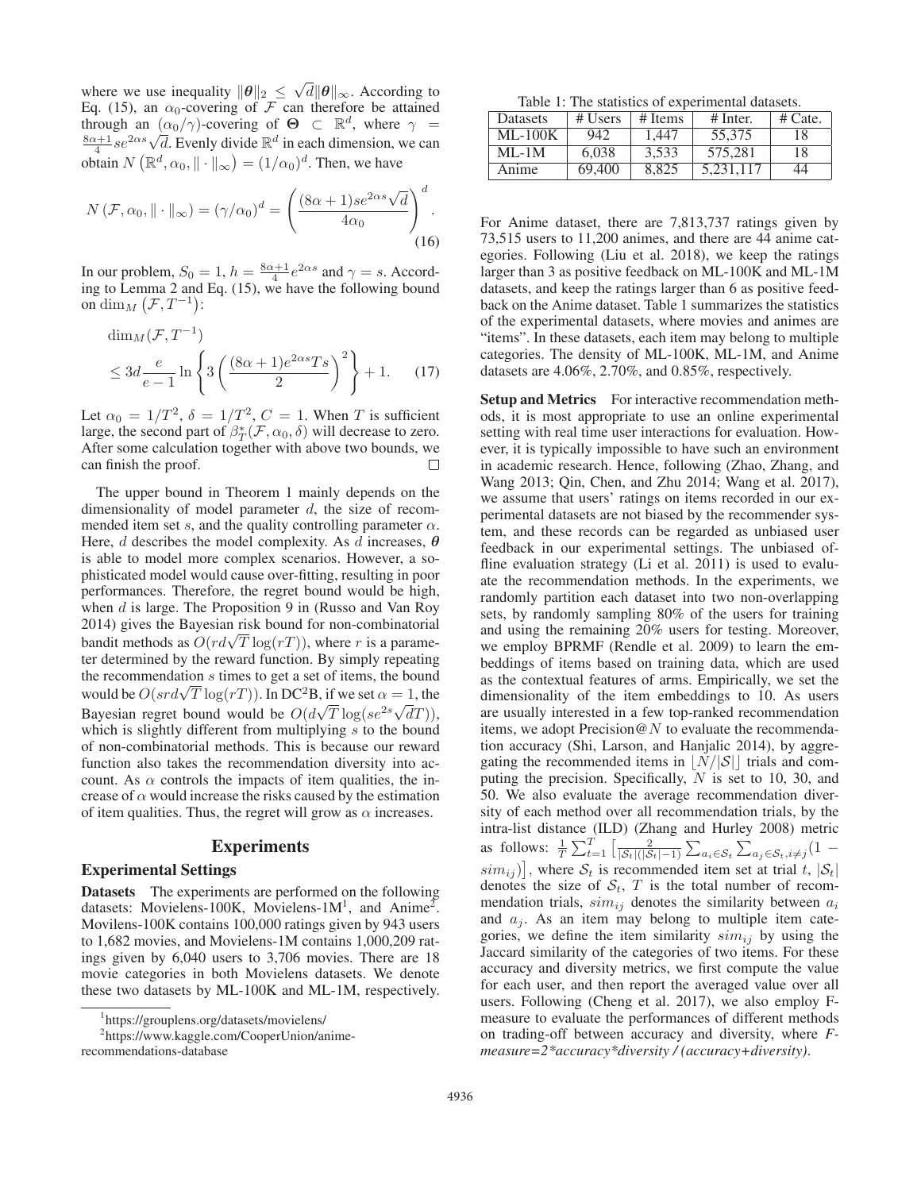where we use inequality $\|\boldsymbol{\theta}\|_2 \leq \sqrt{d}\|\boldsymbol{\theta}\|_\infty$. According to Eq. (15), an $\alpha_0$-covering of $\mathcal{F}$ can therefore be attained through an $(\alpha_0/\gamma)$-covering of $\boldsymbol{\Theta} \subset \mathbb{R}^d$, where $\gamma = \frac{8\alpha+1}{4} s e^{2\alpha s}\sqrt{d}$. Evenly divide $\mathbb{R}^d$ in each dimension, we can obtain $N\left(\mathbb{R}^d, \alpha_0, \|\cdot\|_\infty\right) = (1/\alpha_0)^d$. Then, we have

$$N\left(\mathcal{F}, \alpha_0, \|\cdot\|_\infty\right) = (\gamma/\alpha_0)^d = \left(\frac{(8\alpha+1)se^{2\alpha s}\sqrt{d}}{4\alpha_0}\right)^d. \tag{16}$$

In our problem, $S_0 = 1$, $h = \frac{8\alpha+1}{4}e^{2\alpha s}$ and $\gamma = s$. According to Lemma 2 and Eq. (15), we have the following bound on $\dim_M\left(\mathcal{F}, T^{-1}\right)$:

$$\begin{aligned} &\dim_M(\mathcal{F}, T^{-1}) \\ &\leq 3d\frac{e}{e-1}\ln\left\{3\left(\frac{(8\alpha+1)e^{2\alpha s}Ts}{2}\right)^2\right\} + 1. \end{aligned} \tag{17}$$

Let $\alpha_0 = 1/T^2$, $\delta = 1/T^2$, $C = 1$. When $T$ is sufficient large, the second part of $\beta_T^*(\mathcal{F}, \alpha_0, \delta)$ will decrease to zero. After some calculation together with above two bounds, we can finish the proof. $\square$

The upper bound in Theorem 1 mainly depends on the dimensionality of model parameter $d$, the size of recommended item set $s$, and the quality controlling parameter $\alpha$. Here, $d$ describes the model complexity. As $d$ increases, $\boldsymbol{\theta}$ is able to model more complex scenarios. However, a sophisticated model would cause over-fitting, resulting in poor performances. Therefore, the regret bound would be high, when $d$ is large. The Proposition 9 in (Russo and Van Roy 2014) gives the Bayesian risk bound for non-combinatorial bandit methods as $O(rd\sqrt{T}\log(rT))$, where $r$ is a parameter determined by the reward function. By simply repeating the recommendation $s$ times to get a set of items, the bound would be $O(srd\sqrt{T}\log(rT))$. In DC$^2$B, if we set $\alpha = 1$, the Bayesian regret bound would be $O(d\sqrt{T}\log(se^{2s}\sqrt{d}T))$, which is slightly different from multiplying $s$ to the bound of non-combinatorial methods. This is because our reward function also takes the recommendation diversity into account. As $\alpha$ controls the impacts of item qualities, the increase of $\alpha$ would increase the risks caused by the estimation of item qualities. Thus, the regret will grow as $\alpha$ increases.

## Experiments

### Experimental Settings

**Datasets** The experiments are performed on the following datasets: Movielens-100K, Movielens-1M[1], and Anime[2]. Movilens-100K contains 100,000 ratings given by 943 users to 1,682 movies, and Movielens-1M contains 1,000,209 ratings given by 6,040 users to 3,706 movies. There are 18 movie categories in both Movielens datasets. We denote these two datasets by ML-100K and ML-1M, respectively.

[1] https://grouplens.org/datasets/movielens/

[2] https://www.kaggle.com/CooperUnion/anime-recommendations-database

Table 1: The statistics of experimental datasets.

| Datasets | # Users | # Items | # Inter. | # Cate. |
|---|---|---|---|---|
| ML-100K | 942 | 1,447 | 55,375 | 18 |
| ML-1M | 6,038 | 3,533 | 575,281 | 18 |
| Anime | 69,400 | 8,825 | 5,231,117 | 44 |

For Anime dataset, there are 7,813,737 ratings given by 73,515 users to 11,200 animes, and there are 44 anime categories. Following (Liu et al. 2018), we keep the ratings larger than 3 as positive feedback on ML-100K and ML-1M datasets, and keep the ratings larger than 6 as positive feedback on the Anime dataset. Table 1 summarizes the statistics of the experimental datasets, where movies and animes are "items". In these datasets, each item may belong to multiple categories. The density of ML-100K, ML-1M, and Anime datasets are 4.06%, 2.70%, and 0.85%, respectively.

**Setup and Metrics** For interactive recommendation methods, it is most appropriate to use an online experimental setting with real time user interactions for evaluation. However, it is typically impossible to have such an environment in academic research. Hence, following (Zhao, Zhang, and Wang 2013; Qin, Chen, and Zhu 2014; Wang et al. 2017), we assume that users' ratings on items recorded in our experimental datasets are not biased by the recommender system, and these records can be regarded as unbiased user feedback in our experimental settings. The unbiased offline evaluation strategy (Li et al. 2011) is used to evaluate the recommendation methods. In the experiments, we randomly partition each dataset into two non-overlapping sets, by randomly sampling 80% of the users for training and using the remaining 20% users for testing. Moreover, we employ BPRMF (Rendle et al. 2009) to learn the embeddings of items based on training data, which are used as the contextual features of arms. Empirically, we set the dimensionality of the item embeddings to 10. As users are usually interested in a few top-ranked recommendation items, we adopt Precision@$N$ to evaluate the recommendation accuracy (Shi, Larson, and Hanjalic 2014), by aggregating the recommended items in $\lfloor N/|\mathcal{S}|\rfloor$ trials and computing the precision. Specifically, $N$ is set to 10, 30, and 50. We also evaluate the average recommendation diversity of each method over all recommendation trials, by the intra-list distance (ILD) (Zhang and Hurley 2008) metric as follows: $\frac{1}{T}\sum_{t=1}^{T}\left[\frac{2}{|\mathcal{S}_t|(|\mathcal{S}_t|-1)}\sum_{a_i\in\mathcal{S}_t}\sum_{a_j\in\mathcal{S}_t, i\neq j}(1 - sim_{ij})\right]$, where $\mathcal{S}_t$ is recommended item set at trial $t$, $|\mathcal{S}_t|$ denotes the size of $\mathcal{S}_t$, $T$ is the total number of recommendation trials, $sim_{ij}$ denotes the similarity between $a_i$ and $a_j$. As an item may belong to multiple item categories, we define the item similarity $sim_{ij}$ by using the Jaccard similarity of the categories of two items. For these accuracy and diversity metrics, we first compute the value for each user, and then report the averaged value over all users. Following (Cheng et al. 2017), we also employ F-measure to evaluate the performances of different methods on trading-off between accuracy and diversity, where *F-measure=2*accuracy*diversity / (accuracy+diversity)*.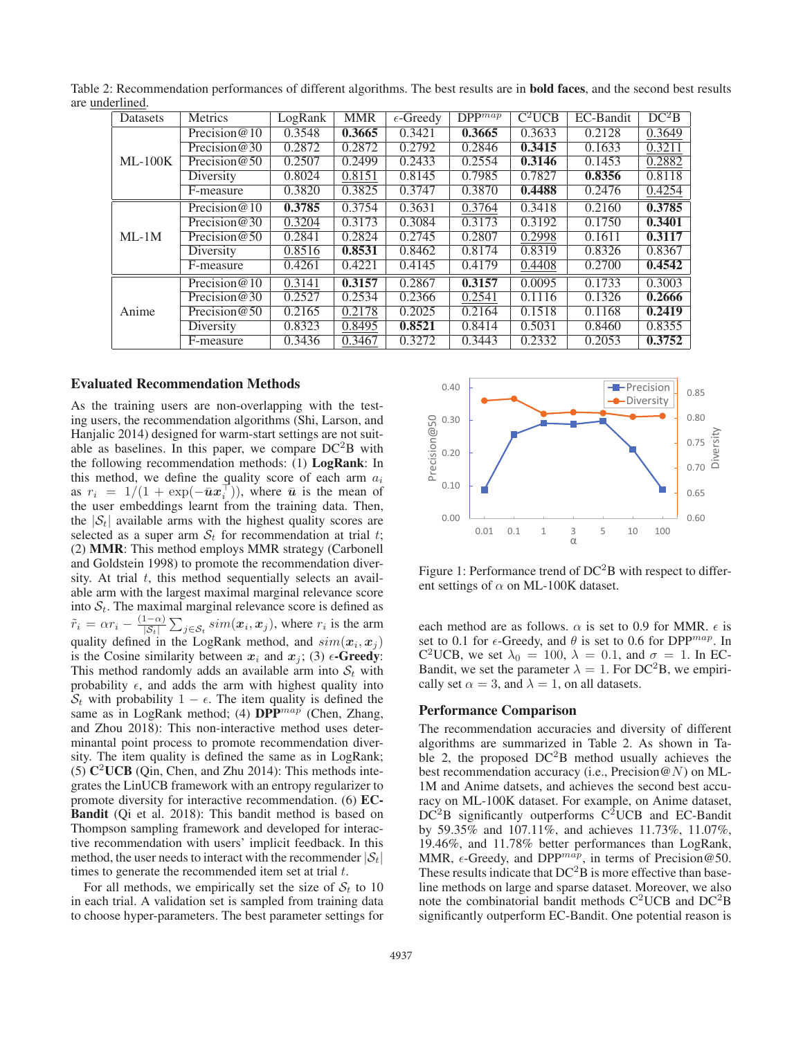Table 2: Recommendation performances of different algorithms. The best results are in **bold faces**, and the second best results are underlined.

| Datasets | Metrics | LogRank | MMR | $\epsilon$-Greedy | DPP$^{map}$ | C$^2$UCB | EC-Bandit | DC$^2$B |
|---|---|---|---|---|---|---|---|---|
| ML-100K | Precision@10 | 0.3548 | **0.3665** | 0.3421 | **0.3665** | 0.3633 | 0.2128 | <u>0.3649</u> |
| | Precision@30 | 0.2872 | 0.2872 | 0.2792 | 0.2846 | **0.3415** | 0.1633 | <u>0.3211</u> |
| | Precision@50 | 0.2507 | 0.2499 | 0.2433 | 0.2554 | **0.3146** | 0.1453 | <u>0.2882</u> |
| | Diversity | 0.8024 | <u>0.8151</u> | 0.8145 | 0.7985 | 0.7827 | **0.8356** | 0.8118 |
| | F-measure | 0.3820 | 0.3825 | 0.3747 | 0.3870 | **0.4488** | 0.2476 | <u>0.4254</u> |
| ML-1M | Precision@10 | **0.3785** | 0.3754 | 0.3631 | <u>0.3764</u> | 0.3418 | 0.2160 | **0.3785** |
| | Precision@30 | <u>0.3204</u> | 0.3173 | 0.3084 | 0.3173 | 0.3192 | 0.1750 | **0.3401** |
| | Precision@50 | 0.2841 | 0.2824 | 0.2745 | 0.2807 | <u>0.2998</u> | 0.1611 | **0.3117** |
| | Diversity | <u>0.8516</u> | **0.8531** | 0.8462 | 0.8174 | 0.8319 | 0.8326 | 0.8367 |
| | F-measure | 0.4261 | 0.4221 | 0.4145 | 0.4179 | <u>0.4408</u> | 0.2700 | **0.4542** |
| Anime | Precision@10 | <u>0.3141</u> | **0.3157** | 0.2867 | **0.3157** | 0.0095 | 0.1733 | 0.3003 |
| | Precision@30 | 0.2527 | 0.2534 | 0.2366 | <u>0.2541</u> | 0.1116 | 0.1326 | **0.2666** |
| | Precision@50 | 0.2165 | <u>0.2178</u> | 0.2025 | 0.2164 | 0.1518 | 0.1168 | **0.2419** |
| | Diversity | 0.8323 | <u>0.8495</u> | **0.8521** | 0.8414 | 0.5031 | 0.8460 | 0.8355 |
| | F-measure | 0.3436 | <u>0.3467</u> | 0.3272 | 0.3443 | 0.2332 | 0.2053 | **0.3752** |

## Evaluated Recommendation Methods

As the training users are non-overlapping with the testing users, the recommendation algorithms (Shi, Larson, and Hanjalic 2014) designed for warm-start settings are not suitable as baselines. In this paper, we compare DC$^2$B with the following recommendation methods: (1) **LogRank**: In this method, we define the quality score of each arm $a_i$ as $r_i = 1/(1 + \exp(-\bar{\boldsymbol{u}}\boldsymbol{x}_i^\top))$, where $\bar{\boldsymbol{u}}$ is the mean of the user embeddings learnt from the training data. Then, the $|\mathcal{S}_t|$ available arms with the highest quality scores are selected as a super arm $\mathcal{S}_t$ for recommendation at trial $t$; (2) **MMR**: This method employs MMR strategy (Carbonell and Goldstein 1998) to promote the recommendation diversity. At trial $t$, this method sequentially selects an available arm with the largest maximal marginal relevance score into $\mathcal{S}_t$. The maximal marginal relevance score is defined as $\tilde{r}_i = \alpha r_i - \frac{(1-\alpha)}{|\mathcal{S}_t|}\sum_{j\in\mathcal{S}_t} sim(\boldsymbol{x}_i, \boldsymbol{x}_j)$, where $r_i$ is the arm quality defined in the LogRank method, and $sim(\boldsymbol{x}_i, \boldsymbol{x}_j)$ is the Cosine similarity between $\boldsymbol{x}_i$ and $\boldsymbol{x}_j$; (3) **$\epsilon$-Greedy**: This method randomly adds an available arm into $\mathcal{S}_t$ with probability $\epsilon$, and adds the arm with highest quality into $\mathcal{S}_t$ with probability $1-\epsilon$. The item quality is defined the same as in LogRank method; (4) **DPP$^{map}$** (Chen, Zhang, and Zhou 2018): This non-interactive method uses determinantal point process to promote recommendation diversity. The item quality is defined the same as in LogRank; (5) **C$^2$UCB** (Qin, Chen, and Zhu 2014): This methods integrates the LinUCB framework with an entropy regularizer to promote diversity for interactive recommendation. (6) **EC-Bandit** (Qi et al. 2018): This bandit method is based on Thompson sampling framework and developed for interactive recommendation with users' implicit feedback. In this method, the user needs to interact with the recommender $|\mathcal{S}_t|$ times to generate the recommended item set at trial $t$.

For all methods, we empirically set the size of $\mathcal{S}_t$ to 10 in each trial. A validation set is sampled from training data to choose hyper-parameters. The best parameter settings for each method are as follows. $\alpha$ is set to 0.9 for MMR. $\epsilon$ is set to 0.1 for $\epsilon$-Greedy, and $\theta$ is set to 0.6 for DPP$^{map}$. In C$^2$UCB, we set $\lambda_0 = 100$, $\lambda = 0.1$, and $\sigma = 1$. In EC-Bandit, we set the parameter $\lambda = 1$. For DC$^2$B, we empirically set $\alpha = 3$, and $\lambda = 1$, on all datasets.

Figure 1: Performance trend of DC$^2$B with respect to different settings of $\alpha$ on ML-100K dataset.

## Performance Comparison

The recommendation accuracies and diversity of different algorithms are summarized in Table 2. As shown in Table 2, the proposed DC$^2$B method usually achieves the best recommendation accuracy (i.e., Precision@$N$) on ML-1M and Anime datsets, and achieves the second best accuracy on ML-100K dataset. For example, on Anime dataset, DC$^2$B significantly outperforms C$^2$UCB and EC-Bandit by 59.35% and 107.11%, and achieves 11.73%, 11.07%, 19.46%, and 11.78% better performances than LogRank, MMR, $\epsilon$-Greedy, and DPP$^{map}$, in terms of Precision@50. These results indicate that DC$^2$B is more effective than baseline methods on large and sparse dataset. Moreover, we also note the combinatorial bandit methods C$^2$UCB and DC$^2$B significantly outperform EC-Bandit. One potential reason is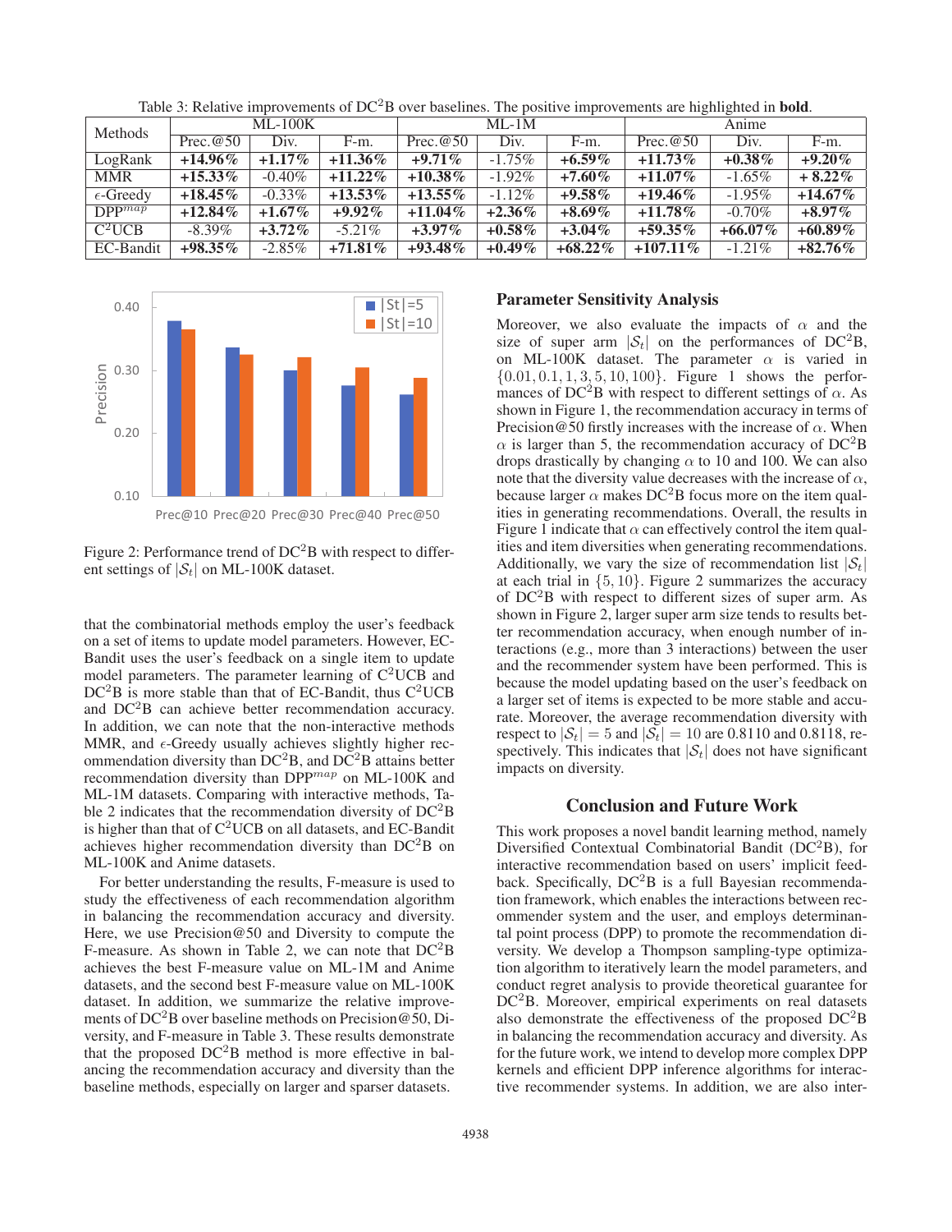Table 3: Relative improvements of DC$^2$B over baselines. The positive improvements are highlighted in **bold**.

| Methods | ML-100K | | | ML-1M | | | Anime | | |
|---|---|---|---|---|---|---|---|---|---|
| | Prec.@50 | Div. | F-m. | Prec.@50 | Div. | F-m. | Prec.@50 | Div. | F-m. |
| LogRank | **+14.96%** | **+1.17%** | **+11.36%** | **+9.71%** | -1.75% | **+6.59%** | **+11.73%** | **+0.38%** | **+9.20%** |
| MMR | **+15.33%** | -0.40% | **+11.22%** | **+10.38%** | -1.92% | **+7.60%** | **+11.07%** | -1.65% | **+ 8.22%** |
| $\epsilon$-Greedy | **+18.45%** | -0.33% | **+13.53%** | **+13.55%** | -1.12% | **+9.58%** | **+19.46%** | -1.95% | **+14.67%** |
| DPP$^{map}$ | **+12.84%** | **+1.67%** | **+9.92%** | **+11.04%** | **+2.36%** | **+8.69%** | **+11.78%** | -0.70% | **+8.97%** |
| C$^2$UCB | -8.39% | **+3.72%** | -5.21% | **+3.97%** | **+0.58%** | **+3.04%** | **+59.35%** | **+66.07%** | **+60.89%** |
| EC-Bandit | **+98.35%** | -2.85% | **+71.81%** | **+93.48%** | **+0.49%** | **+68.22%** | **+107.11%** | -1.21% | **+82.76%** |

Figure 2: Performance trend of DC$^2$B with respect to different settings of $|\mathcal{S}_t|$ on ML-100K dataset.

that the combinatorial methods employ the user's feedback on a set of items to update model parameters. However, EC-Bandit uses the user's feedback on a single item to update model parameters. The parameter learning of C$^2$UCB and DC$^2$B is more stable than that of EC-Bandit, thus C$^2$UCB and DC$^2$B can achieve better recommendation accuracy. In addition, we can note that the non-interactive methods MMR, and $\epsilon$-Greedy usually achieves slightly higher recommendation diversity than DC$^2$B, and DC$^2$B attains better recommendation diversity than DPP$^{map}$ on ML-100K and ML-1M datasets. Comparing with interactive methods, Table 2 indicates that the recommendation diversity of DC$^2$B is higher than that of C$^2$UCB on all datasets, and EC-Bandit achieves higher recommendation diversity than DC$^2$B on ML-100K and Anime datasets.

For better understanding the results, F-measure is used to study the effectiveness of each recommendation algorithm in balancing the recommendation accuracy and diversity. Here, we use Precision@50 and Diversity to compute the F-measure. As shown in Table 2, we can note that DC$^2$B achieves the best F-measure value on ML-1M and Anime datasets, and the second best F-measure value on ML-100K dataset. In addition, we summarize the relative improvements of DC$^2$B over baseline methods on Precision@50, Diversity, and F-measure in Table 3. These results demonstrate that the proposed DC$^2$B method is more effective in balancing the recommendation accuracy and diversity than the baseline methods, especially on larger and sparser datasets.

### Parameter Sensitivity Analysis

Moreover, we also evaluate the impacts of $\alpha$ and the size of super arm $|\mathcal{S}_t|$ on the performances of DC$^2$B, on ML-100K dataset. The parameter $\alpha$ is varied in $\{0.01, 0.1, 1, 3, 5, 10, 100\}$. Figure 1 shows the performances of DC$^2$B with respect to different settings of $\alpha$. As shown in Figure 1, the recommendation accuracy in terms of Precision@50 firstly increases with the increase of $\alpha$. When $\alpha$ is larger than 5, the recommendation accuracy of DC$^2$B drops drastically by changing $\alpha$ to 10 and 100. We can also note that the diversity value decreases with the increase of $\alpha$, because larger $\alpha$ makes DC$^2$B focus more on the item qualities in generating recommendations. Overall, the results in Figure 1 indicate that $\alpha$ can effectively control the item qualities and item diversities when generating recommendations. Additionally, we vary the size of recommendation list $|\mathcal{S}_t|$ at each trial in $\{5, 10\}$. Figure 2 summarizes the accuracy of DC$^2$B with respect to different sizes of super arm. As shown in Figure 2, larger super arm size tends to results better recommendation accuracy, when enough number of interactions (e.g., more than 3 interactions) between the user and the recommender system have been performed. This is because the model updating based on the user's feedback on a larger set of items is expected to be more stable and accurate. Moreover, the average recommendation diversity with respect to $|\mathcal{S}_t| = 5$ and $|\mathcal{S}_t| = 10$ are 0.8110 and 0.8118, respectively. This indicates that $|\mathcal{S}_t|$ does not have significant impacts on diversity.

## Conclusion and Future Work

This work proposes a novel bandit learning method, namely Diversified Contextual Combinatorial Bandit (DC$^2$B), for interactive recommendation based on users' implicit feedback. Specifically, DC$^2$B is a full Bayesian recommendation framework, which enables the interactions between recommender system and the user, and employs determinantal point process (DPP) to promote the recommendation diversity. We develop a Thompson sampling-type optimization algorithm to iteratively learn the model parameters, and conduct regret analysis to provide theoretical guarantee for DC$^2$B. Moreover, empirical experiments on real datasets also demonstrate the effectiveness of the proposed DC$^2$B in balancing the recommendation accuracy and diversity. As for the future work, we intend to develop more complex DPP kernels and efficient DPP inference algorithms for interactive recommender systems. In addition, we are also inter-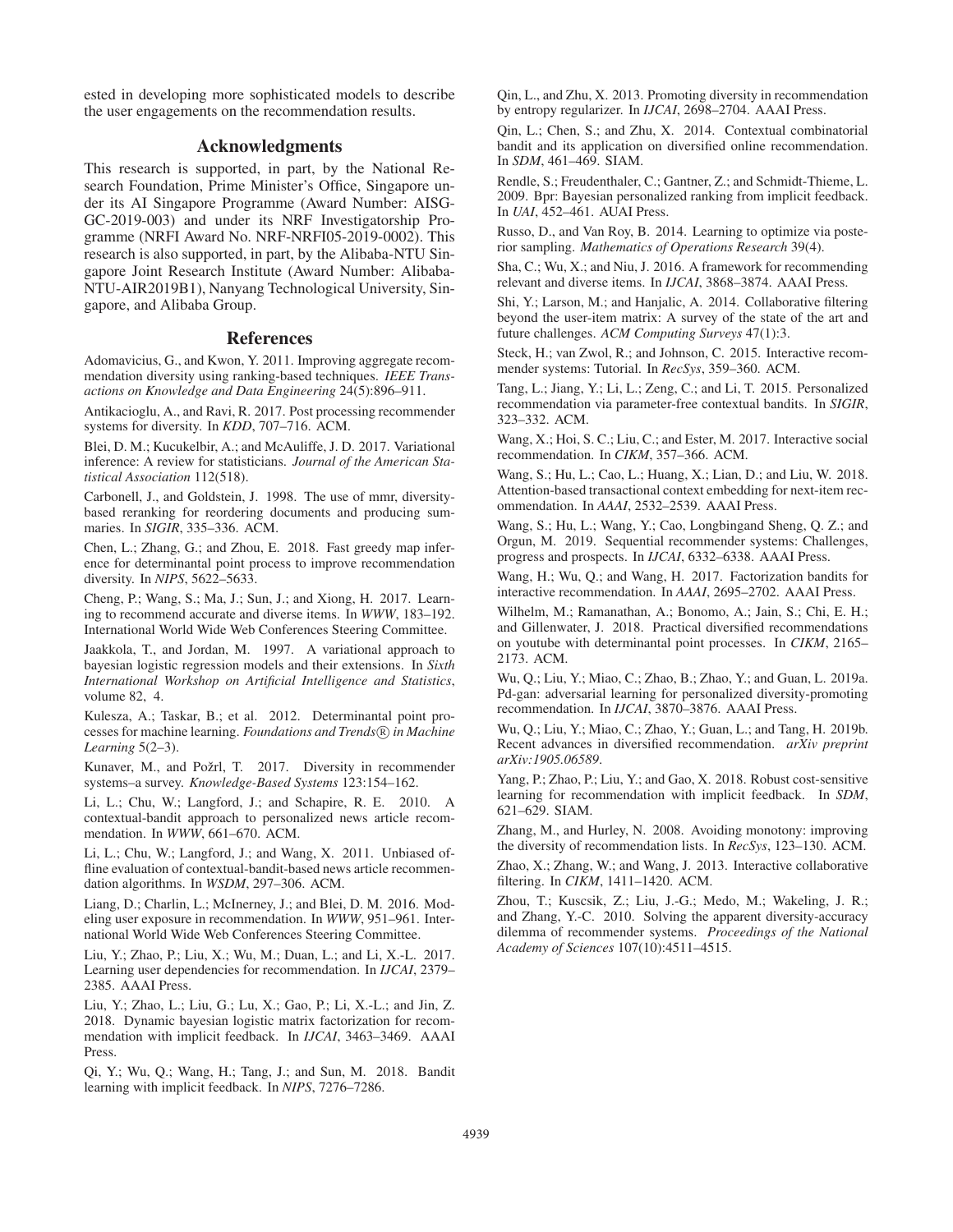ested in developing more sophisticated models to describe the user engagements on the recommendation results.

## Acknowledgments

This research is supported, in part, by the National Research Foundation, Prime Minister's Office, Singapore under its AI Singapore Programme (Award Number: AISG-GC-2019-003) and under its NRF Investigatorship Programme (NRFI Award No. NRF-NRFI05-2019-0002). This research is also supported, in part, by the Alibaba-NTU Singapore Joint Research Institute (Award Number: Alibaba-NTU-AIR2019B1), Nanyang Technological University, Singapore, and Alibaba Group.

## References

Adomavicius, G., and Kwon, Y. 2011. Improving aggregate recommendation diversity using ranking-based techniques. *IEEE Transactions on Knowledge and Data Engineering* 24(5):896–911.

Antikacioglu, A., and Ravi, R. 2017. Post processing recommender systems for diversity. In *KDD*, 707–716. ACM.

Blei, D. M.; Kucukelbir, A.; and McAuliffe, J. D. 2017. Variational inference: A review for statisticians. *Journal of the American Statistical Association* 112(518).

Carbonell, J., and Goldstein, J. 1998. The use of mmr, diversity-based reranking for reordering documents and producing summaries. In *SIGIR*, 335–336. ACM.

Chen, L.; Zhang, G.; and Zhou, E. 2018. Fast greedy map inference for determinantal point process to improve recommendation diversity. In *NIPS*, 5622–5633.

Cheng, P.; Wang, S.; Ma, J.; Sun, J.; and Xiong, H. 2017. Learning to recommend accurate and diverse items. In *WWW*, 183–192. International World Wide Web Conferences Steering Committee.

Jaakkola, T., and Jordan, M. 1997. A variational approach to bayesian logistic regression models and their extensions. In *Sixth International Workshop on Artificial Intelligence and Statistics*, volume 82, 4.

Kulesza, A.; Taskar, B.; et al. 2012. Determinantal point processes for machine learning. *Foundations and Trends® in Machine Learning* 5(2–3).

Kunaver, M., and Požrl, T. 2017. Diversity in recommender systems–a survey. *Knowledge-Based Systems* 123:154–162.

Li, L.; Chu, W.; Langford, J.; and Schapire, R. E. 2010. A contextual-bandit approach to personalized news article recommendation. In *WWW*, 661–670. ACM.

Li, L.; Chu, W.; Langford, J.; and Wang, X. 2011. Unbiased offline evaluation of contextual-bandit-based news article recommendation algorithms. In *WSDM*, 297–306. ACM.

Liang, D.; Charlin, L.; McInerney, J.; and Blei, D. M. 2016. Modeling user exposure in recommendation. In *WWW*, 951–961. International World Wide Web Conferences Steering Committee.

Liu, Y.; Zhao, P.; Liu, X.; Wu, M.; Duan, L.; and Li, X.-L. 2017. Learning user dependencies for recommendation. In *IJCAI*, 2379–2385. AAAI Press.

Liu, Y.; Zhao, L.; Liu, G.; Lu, X.; Gao, P.; Li, X.-L.; and Jin, Z. 2018. Dynamic bayesian logistic matrix factorization for recommendation with implicit feedback. In *IJCAI*, 3463–3469. AAAI Press.

Qi, Y.; Wu, Q.; Wang, H.; Tang, J.; and Sun, M. 2018. Bandit learning with implicit feedback. In *NIPS*, 7276–7286.

Qin, L., and Zhu, X. 2013. Promoting diversity in recommendation by entropy regularizer. In *IJCAI*, 2698–2704. AAAI Press.

Qin, L.; Chen, S.; and Zhu, X. 2014. Contextual combinatorial bandit and its application on diversified online recommendation. In *SDM*, 461–469. SIAM.

Rendle, S.; Freudenthaler, C.; Gantner, Z.; and Schmidt-Thieme, L. 2009. Bpr: Bayesian personalized ranking from implicit feedback. In *UAI*, 452–461. AUAI Press.

Russo, D., and Van Roy, B. 2014. Learning to optimize via posterior sampling. *Mathematics of Operations Research* 39(4).

Sha, C.; Wu, X.; and Niu, J. 2016. A framework for recommending relevant and diverse items. In *IJCAI*, 3868–3874. AAAI Press.

Shi, Y.; Larson, M.; and Hanjalic, A. 2014. Collaborative filtering beyond the user-item matrix: A survey of the state of the art and future challenges. *ACM Computing Surveys* 47(1):3.

Steck, H.; van Zwol, R.; and Johnson, C. 2015. Interactive recommender systems: Tutorial. In *RecSys*, 359–360. ACM.

Tang, L.; Jiang, Y.; Li, L.; Zeng, C.; and Li, T. 2015. Personalized recommendation via parameter-free contextual bandits. In *SIGIR*, 323–332. ACM.

Wang, X.; Hoi, S. C.; Liu, C.; and Ester, M. 2017. Interactive social recommendation. In *CIKM*, 357–366. ACM.

Wang, S.; Hu, L.; Cao, L.; Huang, X.; Lian, D.; and Liu, W. 2018. Attention-based transactional context embedding for next-item recommendation. In *AAAI*, 2532–2539. AAAI Press.

Wang, S.; Hu, L.; Wang, Y.; Cao, Longbingand Sheng, Q. Z.; and Orgun, M. 2019. Sequential recommender systems: Challenges, progress and prospects. In *IJCAI*, 6332–6338. AAAI Press.

Wang, H.; Wu, Q.; and Wang, H. 2017. Factorization bandits for interactive recommendation. In *AAAI*, 2695–2702. AAAI Press.

Wilhelm, M.; Ramanathan, A.; Bonomo, A.; Jain, S.; Chi, E. H.; and Gillenwater, J. 2018. Practical diversified recommendations on youtube with determinantal point processes. In *CIKM*, 2165–2173. ACM.

Wu, Q.; Liu, Y.; Miao, C.; Zhao, B.; Zhao, Y.; and Guan, L. 2019a. Pd-gan: adversarial learning for personalized diversity-promoting recommendation. In *IJCAI*, 3870–3876. AAAI Press.

Wu, Q.; Liu, Y.; Miao, C.; Zhao, Y.; Guan, L.; and Tang, H. 2019b. Recent advances in diversified recommendation. *arXiv preprint arXiv:1905.06589*.

Yang, P.; Zhao, P.; Liu, Y.; and Gao, X. 2018. Robust cost-sensitive learning for recommendation with implicit feedback. In *SDM*, 621–629. SIAM.

Zhang, M., and Hurley, N. 2008. Avoiding monotony: improving the diversity of recommendation lists. In *RecSys*, 123–130. ACM.

Zhao, X.; Zhang, W.; and Wang, J. 2013. Interactive collaborative filtering. In *CIKM*, 1411–1420. ACM.

Zhou, T.; Kuscsik, Z.; Liu, J.-G.; Medo, M.; Wakeling, J. R.; and Zhang, Y.-C. 2010. Solving the apparent diversity-accuracy dilemma of recommender systems. *Proceedings of the National Academy of Sciences* 107(10):4511–4515.